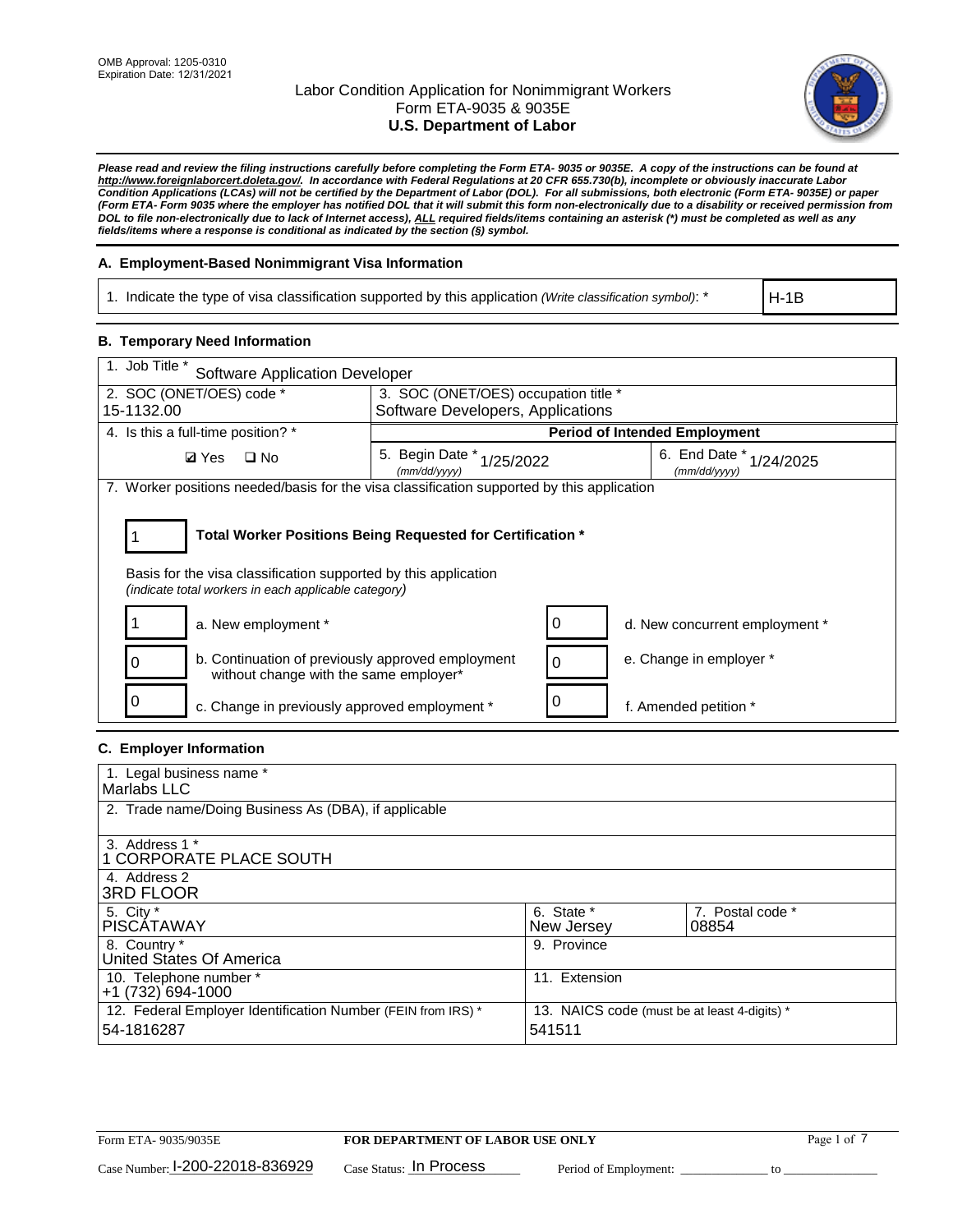OMB Approval: 1205-0310
Expiration Date: 12/31/2021

# Labor Condition Application for Nonimmigrant Workers
## Form ETA-9035 & 9035E
## U.S. Department of Labor

***Please read and review the filing instructions carefully before completing the Form ETA- 9035 or 9035E. A copy of the instructions can be found at http://www.foreignlaborcert.doleta.gov/. In accordance with Federal Regulations at 20 CFR 655.730(b), incomplete or obviously inaccurate Labor Condition Applications (LCAs) will not be certified by the Department of Labor (DOL). For all submissions, both electronic (Form ETA- 9035E) or paper (Form ETA- Form 9035 where the employer has notified DOL that it will submit this form non-electronically due to a disability or received permission from DOL to file non-electronically due to lack of Internet access), ALL required fields/items containing an asterisk (*) must be completed as well as any fields/items where a response is conditional as indicated by the section (§) symbol.***

### A. Employment-Based Nonimmigrant Visa Information

| 1. Indicate the type of visa classification supported by this application *(Write classification symbol)*: * | H-1B |
|---|---|

### B. Temporary Need Information

| 1. Job Title * Software Application Developer | | |
|---|---|---|
| 2. SOC (ONET/OES) code * 15-1132.00 | 3. SOC (ONET/OES) occupation title * Software Developers, Applications | |
| 4. Is this a full-time position? * | **Period of Intended Employment** | |
| ☑ Yes ☐ No | 5. Begin Date * (mm/dd/yyyy) 1/25/2022 | 6. End Date * (mm/dd/yyyy) 1/24/2025 |

7. Worker positions needed/basis for the visa classification supported by this application

| 1 | **Total Worker Positions Being Requested for Certification *** |
|---|---|

Basis for the visa classification supported by this application
*(indicate total workers in each applicable category)*

| | | | |
|---|---|---|---|
| 1 | a. New employment * | 0 | d. New concurrent employment * |
| 0 | b. Continuation of previously approved employment without change with the same employer* | 0 | e. Change in employer * |
| 0 | c. Change in previously approved employment * | 0 | f. Amended petition * |

### C. Employer Information

| | | |
|---|---|---|
| 1. Legal business name * Marlabs LLC | | |
| 2. Trade name/Doing Business As (DBA), if applicable | | |
| 3. Address 1 * 1 CORPORATE PLACE SOUTH | | |
| 4. Address 2 3RD FLOOR | | |
| 5. City * PISCATAWAY | 6. State * New Jersey | 7. Postal code * 08854 |
| 8. Country * United States Of America | 9. Province | |
| 10. Telephone number * +1 (732) 694-1000 | 11. Extension | |
| 12. Federal Employer Identification Number (FEIN from IRS) * 54-1816287 | 13. NAICS code (must be at least 4-digits) * 541511 | |

Form ETA- 9035/9035E — **FOR DEPARTMENT OF LABOR USE ONLY**

Case Number: I-200-22018-836929 Case Status: In Process Period of Employment: _____________ to _____________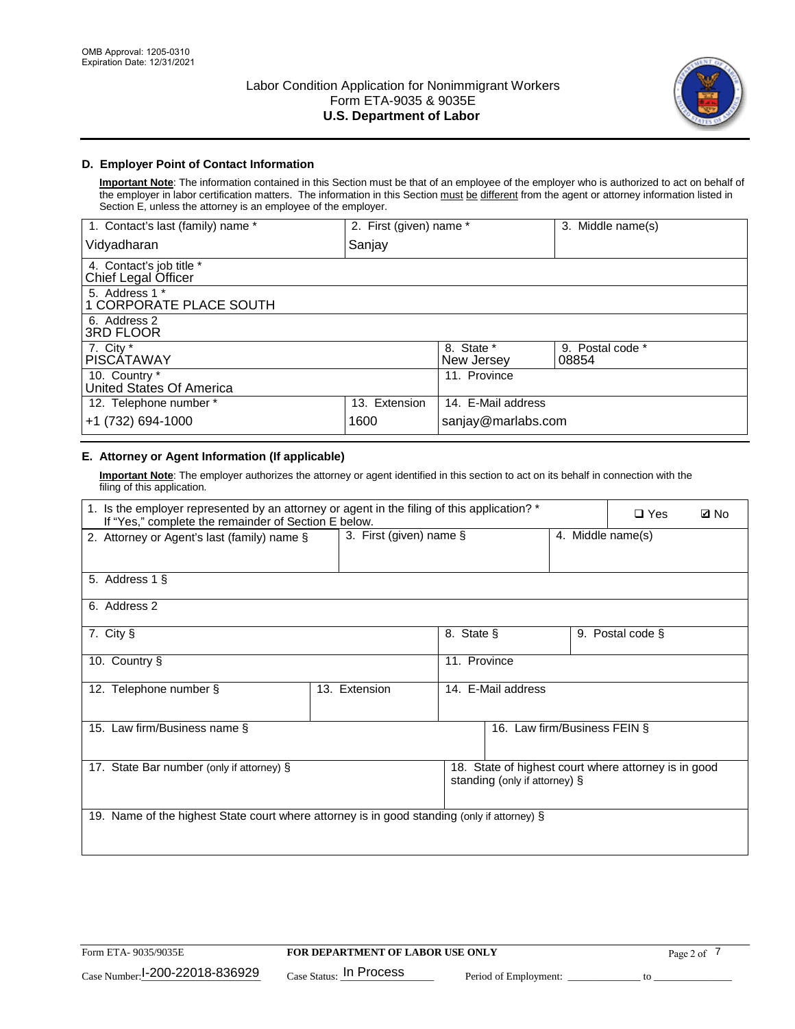OMB Approval: 1205-0310
Expiration Date: 12/31/2021

# Labor Condition Application for Nonimmigrant Workers
## Form ETA-9035 & 9035E
## U.S. Department of Labor

### D. Employer Point of Contact Information

**Important Note**: The information contained in this Section must be that of an employee of the employer who is authorized to act on behalf of the employer in labor certification matters. The information in this Section must be different from the agent or attorney information listed in Section E, unless the attorney is an employee of the employer.

| 1. Contact's last (family) name * | 2. First (given) name * | 3. Middle name(s) |
|---|---|---|
| Vidyadharan | Sanjay | |
| 4. Contact's job title * Chief Legal Officer | | |
| 5. Address 1 * 1 CORPORATE PLACE SOUTH | | |
| 6. Address 2 3RD FLOOR | | |
| 7. City * PISCATAWAY | 8. State * New Jersey | 9. Postal code * 08854 |
| 10. Country * United States Of America | 11. Province | |
| 12. Telephone number * +1 (732) 694-1000 | 13. Extension 1600 | 14. E-Mail address sanjay@marlabs.com |

### E. Attorney or Agent Information (If applicable)

**Important Note**: The employer authorizes the attorney or agent identified in this section to act on its behalf in connection with the filing of this application.

| 1. Is the employer represented by an attorney or agent in the filing of this application? * If "Yes," complete the remainder of Section E below. | ❑ Yes | ☑ No |
|---|---|---|
| 2. Attorney or Agent's last (family) name § | 3. First (given) name § | 4. Middle name(s) |
| 5. Address 1 § | | |
| 6. Address 2 | | |
| 7. City § | 8. State § | 9. Postal code § |
| 10. Country § | 11. Province | |
| 12. Telephone number § | 13. Extension | 14. E-Mail address |
| 15. Law firm/Business name § | | 16. Law firm/Business FEIN § |
| 17. State Bar number (only if attorney) § | | 18. State of highest court where attorney is in good standing (only if attorney) § |
| 19. Name of the highest State court where attorney is in good standing (only if attorney) § | | |

Form ETA- 9035/9035E | **FOR DEPARTMENT OF LABOR USE ONLY**

Case Number: I-200-22018-836929 Case Status: In Process Period of Employment: _____________ to _____________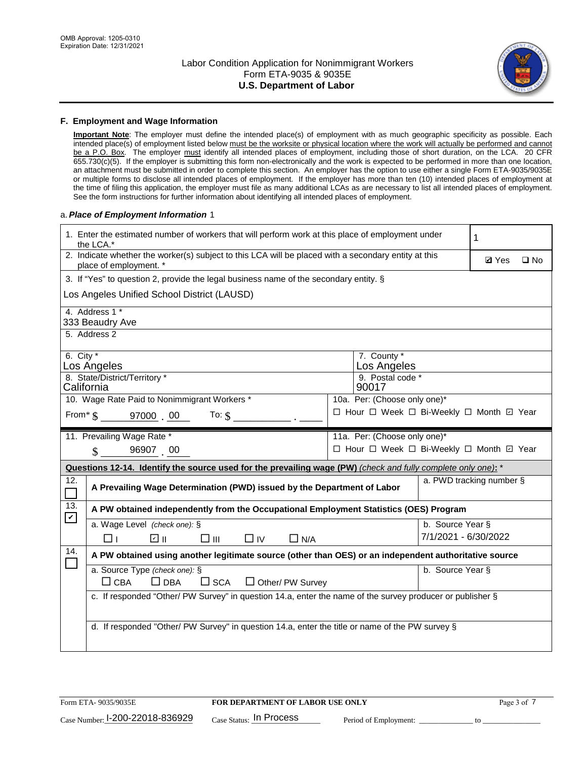### F. Employment and Wage Information

**Important Note**: The employer must define the intended place(s) of employment with as much geographic specificity as possible. Each intended place(s) of employment listed below must be the worksite or physical location where the work will actually be performed and cannot be a P.O. Box. The employer must identify all intended places of employment, including those of short duration, on the LCA. 20 CFR 655.730(c)(5). If the employer is submitting this form non-electronically and the work is expected to be performed in more than one location, an attachment must be submitted in order to complete this section. An employer has the option to use either a single Form ETA-9035/9035E or multiple forms to disclose all intended places of employment. If the employer has more than ten (10) intended places of employment at the time of filing this application, the employer must file as many additional LCAs as are necessary to list all intended places of employment. See the form instructions for further information about identifying all intended places of employment.

a. ***Place of Employment Information*** 1

| | |
|---|---|
| 1. Enter the estimated number of workers that will perform work at this place of employment under the LCA.* | 1 |
| 2. Indicate whether the worker(s) subject to this LCA will be placed with a secondary entity at this place of employment. * | ☑ Yes ☐ No |
| 3. If "Yes" to question 2, provide the legal business name of the secondary entity. § Los Angeles Unified School District (LAUSD) | |
| 4. Address 1 * 333 Beaudry Ave | |
| 5. Address 2 | |
| 6. City * Los Angeles | 7. County * Los Angeles |
| 8. State/District/Territory * California | 9. Postal code * 90017 |
| 10. Wage Rate Paid to Nonimmigrant Workers * From* $ 97000 . 00 To: $ ______ . ____ | 10a. Per: (Choose only one)* ☐ Hour ☐ Week ☐ Bi-Weekly ☐ Month ☑ Year |
| 11. Prevailing Wage Rate * $ 96907 . 00 | 11a. Per: (Choose only one)* ☐ Hour ☐ Week ☐ Bi-Weekly ☐ Month ☑ Year |

**Questions 12-14. Identify the source used for the prevailing wage (PW)** *(check and fully complete only one)*: *

| | | |
|---|---|---|
| 12. ☐ | **A Prevailing Wage Determination (PWD) issued by the Department of Labor** | a. PWD tracking number § |
| 13. ☑ | **A PW obtained independently from the Occupational Employment Statistics (OES) Program** | |
| | a. Wage Level *(check one)*: § ☐ I ☑ II ☐ III ☐ IV ☐ N/A | b. Source Year § 7/1/2021 - 6/30/2022 |
| 14. ☐ | **A PW obtained using another legitimate source (other than OES) or an independent authoritative source** | |
| | a. Source Type *(check one)*: § ☐ CBA ☐ DBA ☐ SCA ☐ Other/ PW Survey | b. Source Year § |
| | c. If responded "Other/ PW Survey" in question 14.a, enter the name of the survey producer or publisher § | |
| | d. If responded "Other/ PW Survey" in question 14.a, enter the title or name of the PW survey § | |

Form ETA- 9035/9035E | **FOR DEPARTMENT OF LABOR USE ONLY**

Case Number: I-200-22018-836929 Case Status: In Process Period of Employment: ____________ to ____________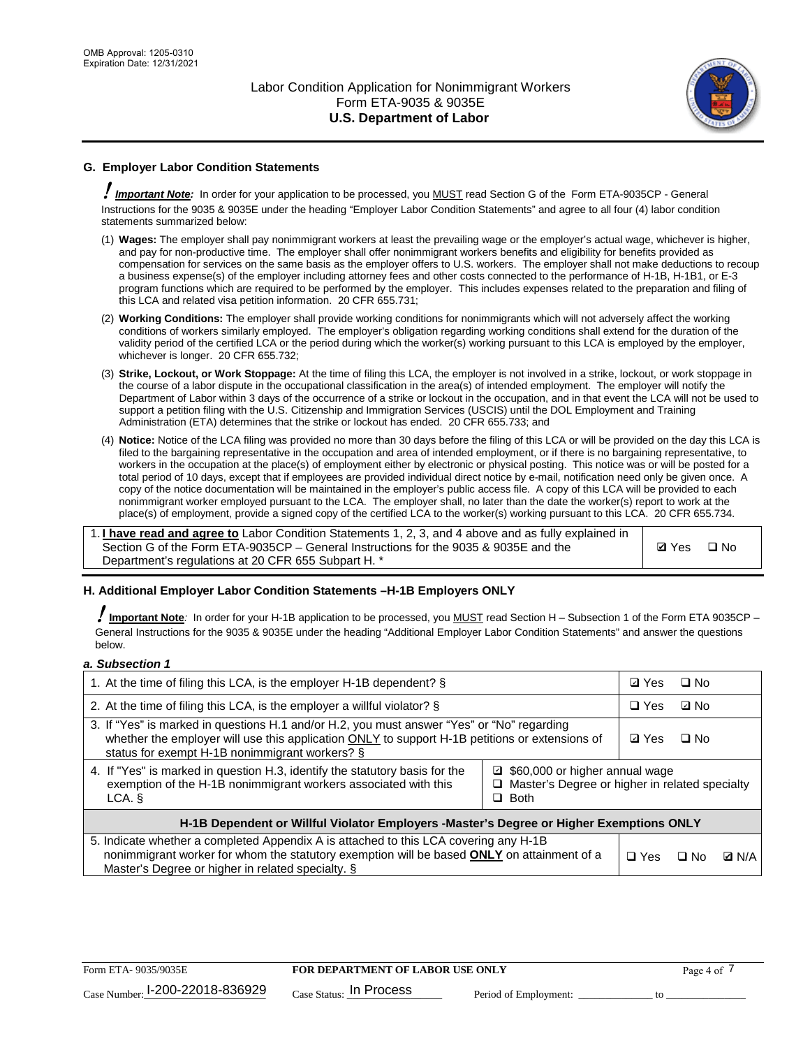## G. Employer Labor Condition Statements

**! Important Note:** In order for your application to be processed, you MUST read Section G of the Form ETA-9035CP - General Instructions for the 9035 & 9035E under the heading "Employer Labor Condition Statements" and agree to all four (4) labor condition statements summarized below:

(1) **Wages:** The employer shall pay nonimmigrant workers at least the prevailing wage or the employer's actual wage, whichever is higher, and pay for non-productive time. The employer shall offer nonimmigrant workers benefits and eligibility for benefits provided as compensation for services on the same basis as the employer offers to U.S. workers. The employer shall not make deductions to recoup a business expense(s) of the employer including attorney fees and other costs connected to the performance of H-1B, H-1B1, or E-3 program functions which are required to be performed by the employer. This includes expenses related to the preparation and filing of this LCA and related visa petition information. 20 CFR 655.731;

(2) **Working Conditions:** The employer shall provide working conditions for nonimmigrants which will not adversely affect the working conditions of workers similarly employed. The employer's obligation regarding working conditions shall extend for the duration of the validity period of the certified LCA or the period during which the worker(s) working pursuant to this LCA is employed by the employer, whichever is longer. 20 CFR 655.732;

(3) **Strike, Lockout, or Work Stoppage:** At the time of filing this LCA, the employer is not involved in a strike, lockout, or work stoppage in the course of a labor dispute in the occupational classification in the area(s) of intended employment. The employer will notify the Department of Labor within 3 days of the occurrence of a strike or lockout in the occupation, and in that event the LCA will not be used to support a petition filing with the U.S. Citizenship and Immigration Services (USCIS) until the DOL Employment and Training Administration (ETA) determines that the strike or lockout has ended. 20 CFR 655.733; and

(4) **Notice:** Notice of the LCA filing was provided no more than 30 days before the filing of this LCA or will be provided on the day this LCA is filed to the bargaining representative in the occupation and area of intended employment, or if there is no bargaining representative, to workers in the occupation at the place(s) of employment either by electronic or physical posting. This notice was or will be posted for a total period of 10 days, except that if employees are provided individual direct notice by e-mail, notification need only be given once. A copy of the notice documentation will be maintained in the employer's public access file. A copy of this LCA will be provided to each nonimmigrant worker employed pursuant to the LCA. The employer shall, no later than the date the worker(s) report to work at the place(s) of employment, provide a signed copy of the certified LCA to the worker(s) working pursuant to this LCA. 20 CFR 655.734.

| | |
|---|---|
| 1. **I have read and agree to** Labor Condition Statements 1, 2, 3, and 4 above and as fully explained in Section G of the Form ETA-9035CP – General Instructions for the 9035 & 9035E and the Department's regulations at 20 CFR 655 Subpart H. * | ☑ Yes ☐ No |

## H. Additional Employer Labor Condition Statements –H-1B Employers ONLY

**! Important Note**: In order for your H-1B application to be processed, you MUST read Section H – Subsection 1 of the Form ETA 9035CP – General Instructions for the 9035 & 9035E under the heading "Additional Employer Labor Condition Statements" and answer the questions below.

*a. Subsection 1*

| | | |
|---|---|---|
| 1. At the time of filing this LCA, is the employer H-1B dependent? § | | ☑ Yes ☐ No |
| 2. At the time of filing this LCA, is the employer a willful violator? § | | ☐ Yes ☑ No |
| 3. If "Yes" is marked in questions H.1 and/or H.2, you must answer "Yes" or "No" regarding whether the employer will use this application ONLY to support H-1B petitions or extensions of status for exempt H-1B nonimmigrant workers? § | | ☑ Yes ☐ No |
| 4. If "Yes" is marked in question H.3, identify the statutory basis for the exemption of the H-1B nonimmigrant workers associated with this LCA. § | ☑ $60,000 or higher annual wage<br>☐ Master's Degree or higher in related specialty<br>☐ Both | |
| **H-1B Dependent or Willful Violator Employers -Master's Degree or Higher Exemptions ONLY** | | |
| 5. Indicate whether a completed Appendix A is attached to this LCA covering any H-1B nonimmigrant worker for whom the statutory exemption will be based **ONLY** on attainment of a Master's Degree or higher in related specialty. § | | ☐ Yes ☐ No ☑ N/A |

Form ETA- 9035/9035E | **FOR DEPARTMENT OF LABOR USE ONLY** | 
Case Number: I-200-22018-836929 | Case Status: In Process | Period of Employment: _____________ to _____________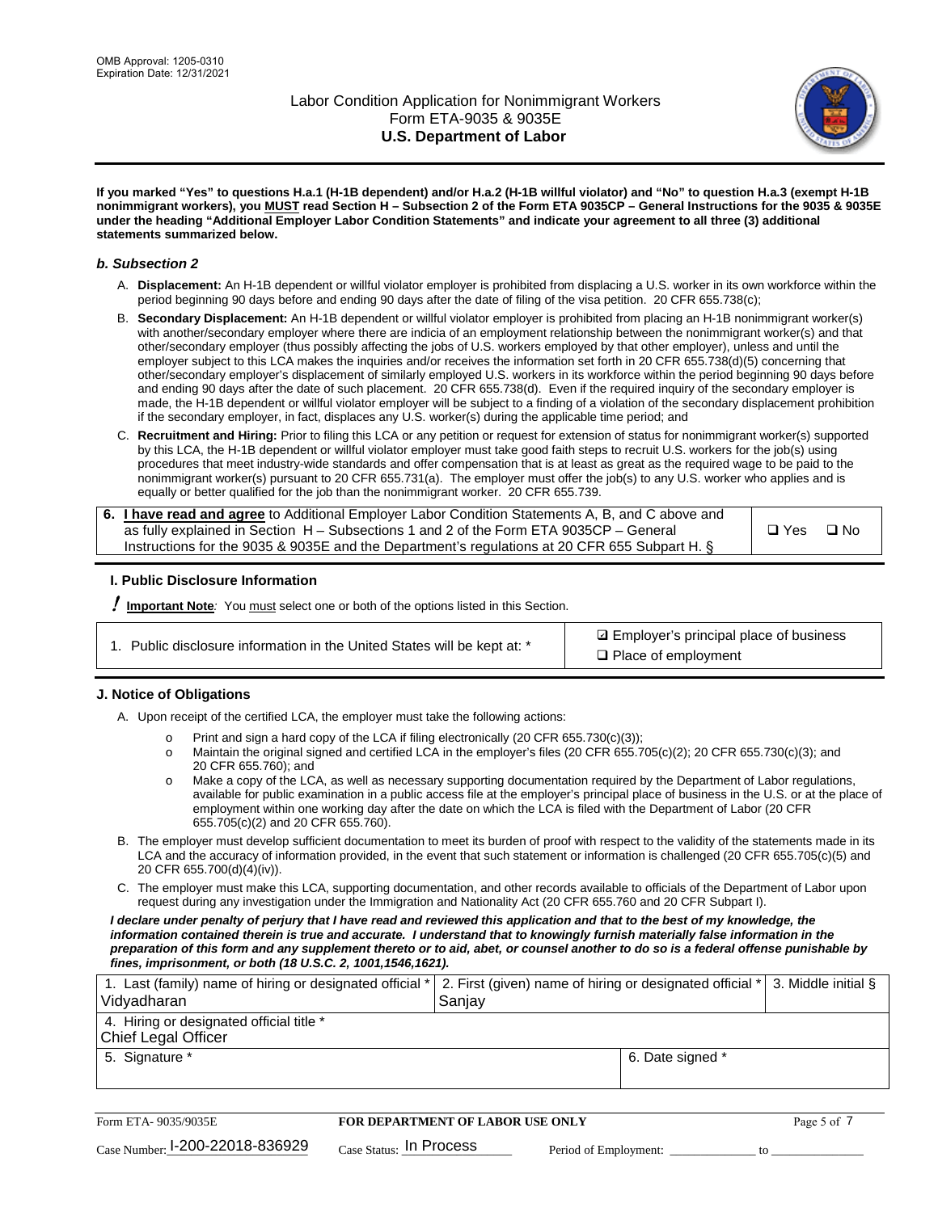**If you marked "Yes" to questions H.a.1 (H-1B dependent) and/or H.a.2 (H-1B willful violator) and "No" to question H.a.3 (exempt H-1B nonimmigrant workers), you MUST read Section H – Subsection 2 of the Form ETA 9035CP – General Instructions for the 9035 & 9035E under the heading "Additional Employer Labor Condition Statements" and indicate your agreement to all three (3) additional statements summarized below.**

### *b. Subsection 2*

A. **Displacement:** An H-1B dependent or willful violator employer is prohibited from displacing a U.S. worker in its own workforce within the period beginning 90 days before and ending 90 days after the date of filing of the visa petition. 20 CFR 655.738(c);

B. **Secondary Displacement:** An H-1B dependent or willful violator employer is prohibited from placing an H-1B nonimmigrant worker(s) with another/secondary employer where there are indicia of an employment relationship between the nonimmigrant worker(s) and that other/secondary employer (thus possibly affecting the jobs of U.S. workers employed by that other employer), unless and until the employer subject to this LCA makes the inquiries and/or receives the information set forth in 20 CFR 655.738(d)(5) concerning that other/secondary employer's displacement of similarly employed U.S. workers in its workforce within the period beginning 90 days before and ending 90 days after the date of such placement. 20 CFR 655.738(d). Even if the required inquiry of the secondary employer is made, the H-1B dependent or willful violator employer will be subject to a finding of a violation of the secondary displacement prohibition if the secondary employer, in fact, displaces any U.S. worker(s) during the applicable time period; and

C. **Recruitment and Hiring:** Prior to filing this LCA or any petition or request for extension of status for nonimmigrant worker(s) supported by this LCA, the H-1B dependent or willful violator employer must take good faith steps to recruit U.S. workers for the job(s) using procedures that meet industry-wide standards and offer compensation that is at least as great as the required wage to be paid to the nonimmigrant worker(s) pursuant to 20 CFR 655.731(a). The employer must offer the job(s) to any U.S. worker who applies and is equally or better qualified for the job than the nonimmigrant worker. 20 CFR 655.739.

| 6. **I have read and agree** to Additional Employer Labor Condition Statements A, B, and C above and as fully explained in Section H – Subsections 1 and 2 of the Form ETA 9035CP – General Instructions for the 9035 & 9035E and the Department's regulations at 20 CFR 655 Subpart H. § | ☐ Yes ☐ No |
|---|---|

### I. Public Disclosure Information

**! Important Note**: You must select one or both of the options listed in this Section.

| 1. Public disclosure information in the United States will be kept at: * | ☑ Employer's principal place of business<br>☐ Place of employment |
|---|---|

### J. Notice of Obligations

A. Upon receipt of the certified LCA, the employer must take the following actions:

- Print and sign a hard copy of the LCA if filing electronically (20 CFR 655.730(c)(3));
- Maintain the original signed and certified LCA in the employer's files (20 CFR 655.705(c)(2); 20 CFR 655.730(c)(3); and 20 CFR 655.760); and
- Make a copy of the LCA, as well as necessary supporting documentation required by the Department of Labor regulations, available for public examination in a public access file at the employer's principal place of business in the U.S. or at the place of employment within one working day after the date on which the LCA is filed with the Department of Labor (20 CFR 655.705(c)(2) and 20 CFR 655.760).

B. The employer must develop sufficient documentation to meet its burden of proof with respect to the validity of the statements made in its LCA and the accuracy of information provided, in the event that such statement or information is challenged (20 CFR 655.705(c)(5) and 20 CFR 655.700(d)(4)(iv)).

C. The employer must make this LCA, supporting documentation, and other records available to officials of the Department of Labor upon request during any investigation under the Immigration and Nationality Act (20 CFR 655.760 and 20 CFR Subpart I).

***I declare under penalty of perjury that I have read and reviewed this application and that to the best of my knowledge, the information contained therein is true and accurate. I understand that to knowingly furnish materially false information in the preparation of this form and any supplement thereto or to aid, abet, or counsel another to do so is a federal offense punishable by fines, imprisonment, or both (18 U.S.C. 2, 1001,1546,1621).***

| 1. Last (family) name of hiring or designated official *<br>Vidyadharan | 2. First (given) name of hiring or designated official *<br>Sanjay | 3. Middle initial § |
|---|---|---|
| 4. Hiring or designated official title *<br>Chief Legal Officer | | |
| 5. Signature * | 6. Date signed * | |

| Form ETA- 9035/9035E | FOR DEPARTMENT OF LABOR USE ONLY | |
|---|---|---|
| Case Number: I-200-22018-836929 | Case Status: In Process | Period of Employment: _____________ to _____________ |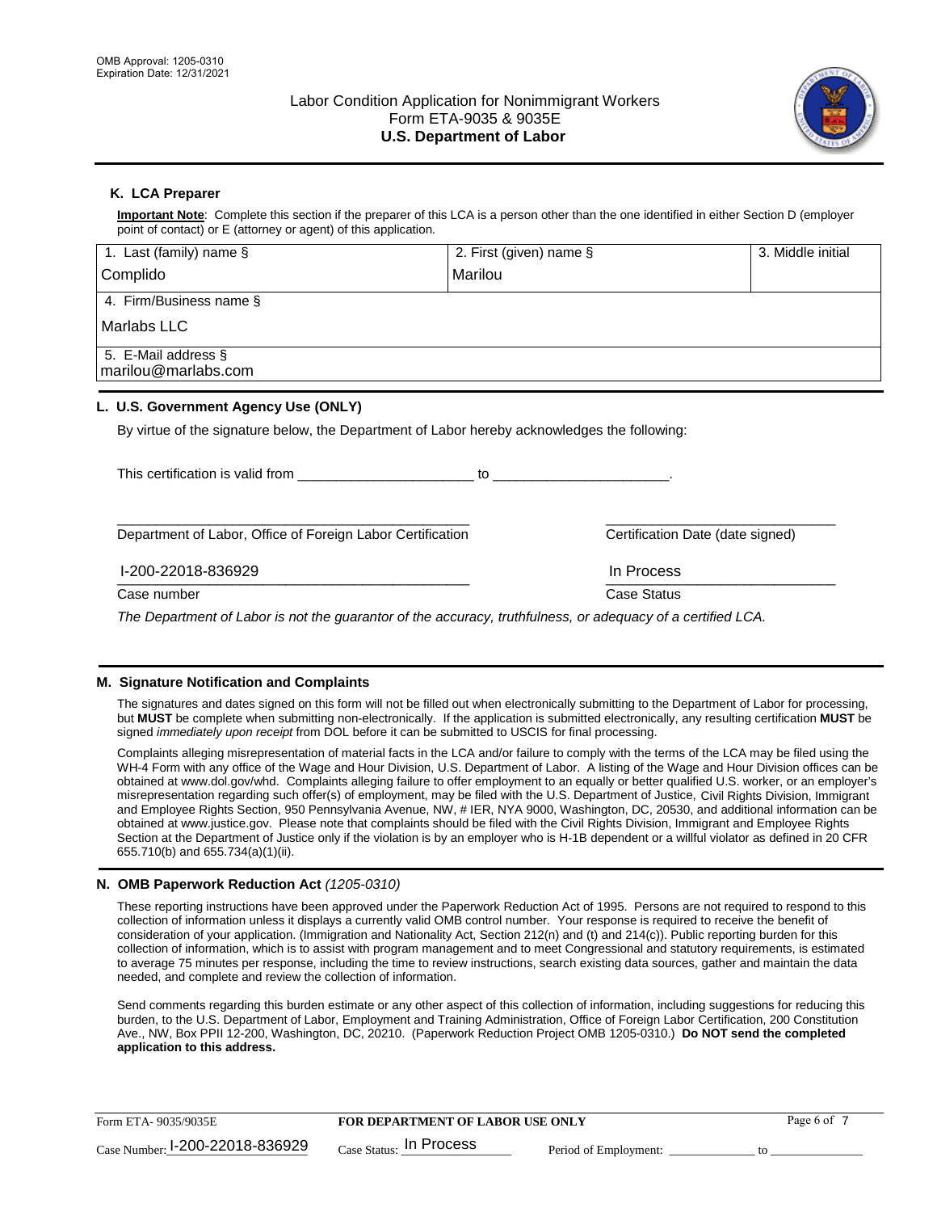## K. LCA Preparer

**Important Note**: Complete this section if the preparer of this LCA is a person other than the one identified in either Section D (employer point of contact) or E (attorney or agent) of this application.

| 1. Last (family) name § | 2. First (given) name § | 3. Middle initial |
|---|---|---|
| Complido | Marilou | |
| 4. Firm/Business name § | | |
| Marlabs LLC | | |
| 5. E-Mail address § | | |
| marilou@marlabs.com | | |

## L. U.S. Government Agency Use (ONLY)

By virtue of the signature below, the Department of Labor hereby acknowledges the following:

This certification is valid from ______________________ to ______________________.

______________________________________________ ______________________________

Department of Labor, Office of Foreign Labor Certification     Certification Date (date signed)

I-200-22018-836929     In Process

Case number     Case Status

*The Department of Labor is not the guarantor of the accuracy, truthfulness, or adequacy of a certified LCA.*

## M. Signature Notification and Complaints

The signatures and dates signed on this form will not be filled out when electronically submitting to the Department of Labor for processing, but **MUST** be complete when submitting non-electronically. If the application is submitted electronically, any resulting certification **MUST** be signed *immediately upon receipt* from DOL before it can be submitted to USCIS for final processing.

Complaints alleging misrepresentation of material facts in the LCA and/or failure to comply with the terms of the LCA may be filed using the WH-4 Form with any office of the Wage and Hour Division, U.S. Department of Labor. A listing of the Wage and Hour Division offices can be obtained at www.dol.gov/whd. Complaints alleging failure to offer employment to an equally or better qualified U.S. worker, or an employer's misrepresentation regarding such offer(s) of employment, may be filed with the U.S. Department of Justice, Civil Rights Division, Immigrant and Employee Rights Section, 950 Pennsylvania Avenue, NW, # IER, NYA 9000, Washington, DC, 20530, and additional information can be obtained at www.justice.gov. Please note that complaints should be filed with the Civil Rights Division, Immigrant and Employee Rights Section at the Department of Justice only if the violation is by an employer who is H-1B dependent or a willful violator as defined in 20 CFR 655.710(b) and 655.734(a)(1)(ii).

## N. OMB Paperwork Reduction Act *(1205-0310)*

These reporting instructions have been approved under the Paperwork Reduction Act of 1995. Persons are not required to respond to this collection of information unless it displays a currently valid OMB control number. Your response is required to receive the benefit of consideration of your application. (Immigration and Nationality Act, Section 212(n) and (t) and 214(c)). Public reporting burden for this collection of information, which is to assist with program management and to meet Congressional and statutory requirements, is estimated to average 75 minutes per response, including the time to review instructions, search existing data sources, gather and maintain the data needed, and complete and review the collection of information.

Send comments regarding this burden estimate or any other aspect of this collection of information, including suggestions for reducing this burden, to the U.S. Department of Labor, Employment and Training Administration, Office of Foreign Labor Certification, 200 Constitution Ave., NW, Box PPII 12-200, Washington, DC, 20210. (Paperwork Reduction Project OMB 1205-0310.) **Do NOT send the completed application to this address.**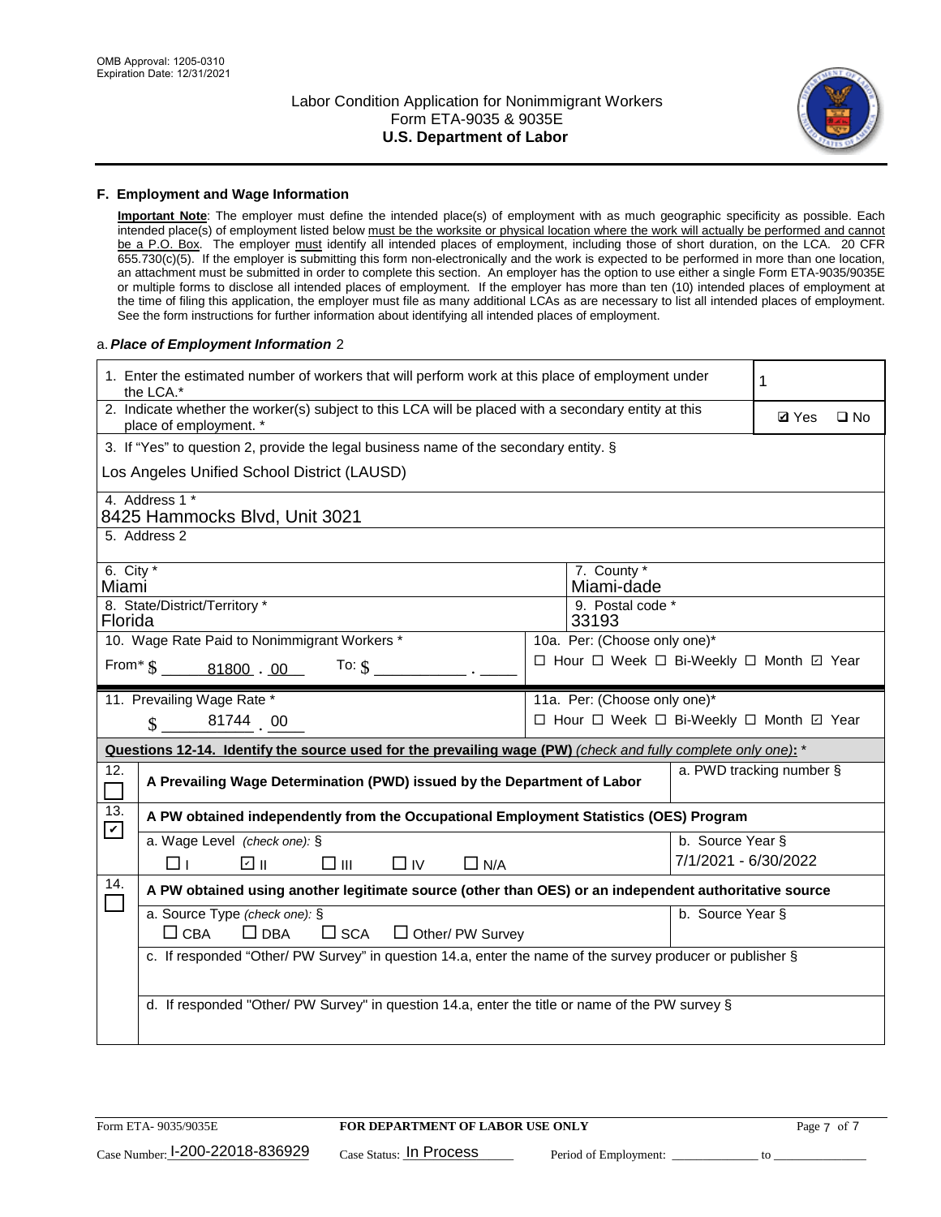OMB Approval: 1205-0310
Expiration Date: 12/31/2021

# Labor Condition Application for Nonimmigrant Workers
## Form ETA-9035 & 9035E
## U.S. Department of Labor

### F. Employment and Wage Information

**Important Note**: The employer must define the intended place(s) of employment with as much geographic specificity as possible. Each intended place(s) of employment listed below must be the worksite or physical location where the work will actually be performed and cannot be a P.O. Box. The employer must identify all intended places of employment, including those of short duration, on the LCA. 20 CFR 655.730(c)(5). If the employer is submitting this form non-electronically and the work is expected to be performed in more than one location, an attachment must be submitted in order to complete this section. An employer has the option to use either a single Form ETA-9035/9035E or multiple forms to disclose all intended places of employment. If the employer has more than ten (10) intended places of employment at the time of filing this application, the employer must file as many additional LCAs as are necessary to list all intended places of employment. See the form instructions for further information about identifying all intended places of employment.

a. *Place of Employment Information* 2

| | |
|---|---|
| 1. Enter the estimated number of workers that will perform work at this place of employment under the LCA.* | 1 |
| 2. Indicate whether the worker(s) subject to this LCA will be placed with a secondary entity at this place of employment. * | ☑ Yes ☐ No |
| 3. If "Yes" to question 2, provide the legal business name of the secondary entity. § Los Angeles Unified School District (LAUSD) | |
| 4. Address 1 * 8425 Hammocks Blvd, Unit 3021 | |
| 5. Address 2 | |
| 6. City * Miami | 7. County * Miami-dade |
| 8. State/District/Territory * Florida | 9. Postal code * 33193 |
| 10. Wage Rate Paid to Nonimmigrant Workers * From* $ 81800 . 00 To: $ ________ . ____ | 10a. Per: (Choose only one)* ☐ Hour ☐ Week ☐ Bi-Weekly ☐ Month ☑ Year |
| 11. Prevailing Wage Rate * $ 81744 . 00 | 11a. Per: (Choose only one)* ☐ Hour ☐ Week ☐ Bi-Weekly ☐ Month ☑ Year |

**Questions 12-14. Identify the source used for the prevailing wage (PW)** *(check and fully complete only one)*: *

| | | |
|---|---|---|
| 12. ☐ | **A Prevailing Wage Determination (PWD) issued by the Department of Labor** | a. PWD tracking number § |
| 13. ☑ | **A PW obtained independently from the Occupational Employment Statistics (OES) Program** | |
| | a. Wage Level (check one): § ☐ I ☑ II ☐ III ☐ IV ☐ N/A | b. Source Year § 7/1/2021 - 6/30/2022 |
| 14. ☐ | **A PW obtained using another legitimate source (other than OES) or an independent authoritative source** | |
| | a. Source Type (check one): § ☐ CBA ☐ DBA ☐ SCA ☐ Other/ PW Survey | b. Source Year § |
| | c. If responded "Other/ PW Survey" in question 14.a, enter the name of the survey producer or publisher § | |
| | d. If responded "Other/ PW Survey" in question 14.a, enter the title or name of the PW survey § | |

Form ETA- 9035/9035E **FOR DEPARTMENT OF LABOR USE ONLY**

Case Number: I-200-22018-836929 Case Status: In Process Period of Employment: _____________ to _____________